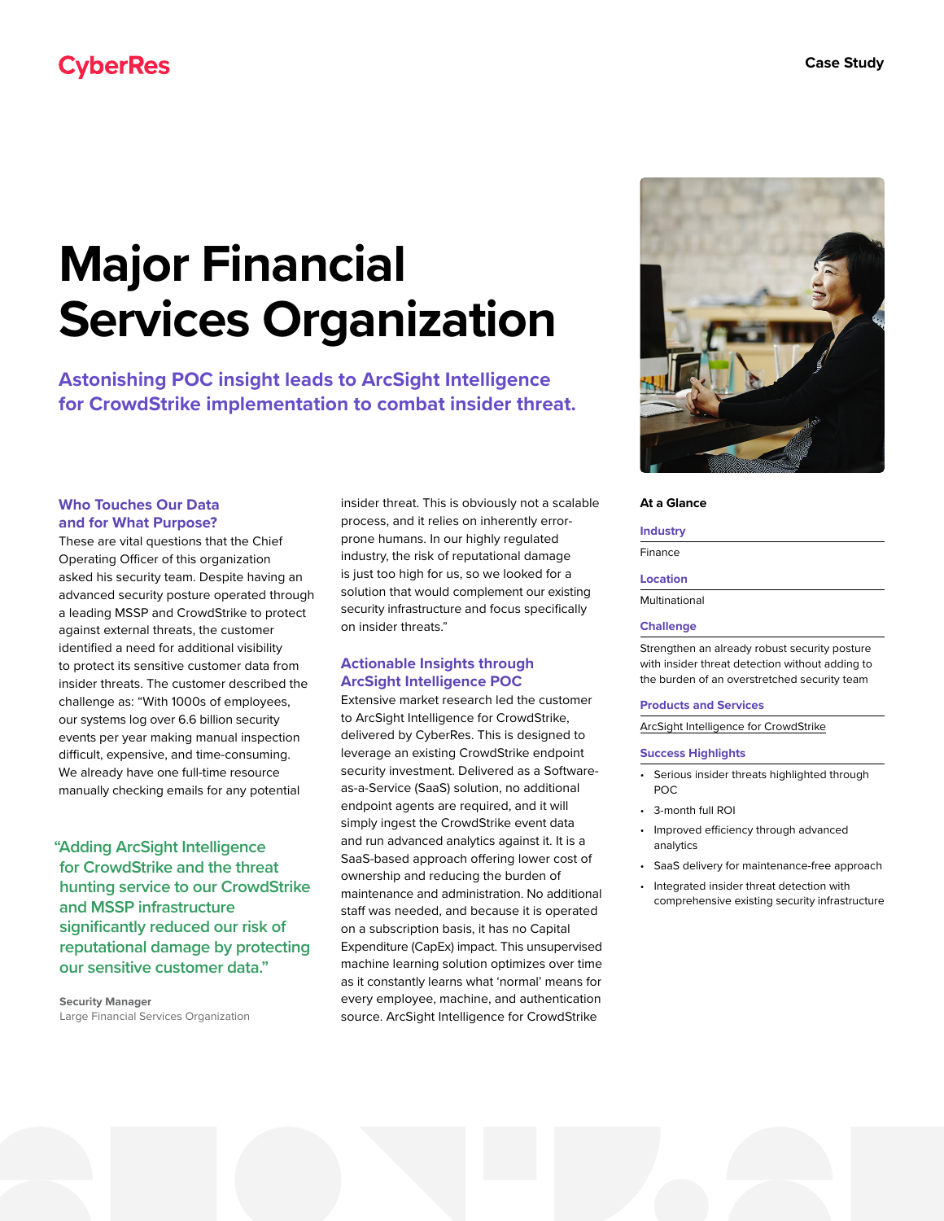CyberRes

Case Study

# Major Financial Services Organization

## Astonishing POC insight leads to ArcSight Intelligence for CrowdStrike implementation to combat insider threat.

### Who Touches Our Data and for What Purpose?

These are vital questions that the Chief Operating Officer of this organization asked his security team. Despite having an advanced security posture operated through a leading MSSP and CrowdStrike to protect against external threats, the customer identified a need for additional visibility to protect its sensitive customer data from insider threats. The customer described the challenge as: "With 1000s of employees, our systems log over 6.6 billion security events per year making manual inspection difficult, expensive, and time-consuming. We already have one full-time resource manually checking emails for any potential insider threat. This is obviously not a scalable process, and it relies on inherently error-prone humans. In our highly regulated industry, the risk of reputational damage is just too high for us, so we looked for a solution that would complement our existing security infrastructure and focus specifically on insider threats."

> "Adding ArcSight Intelligence for CrowdStrike and the threat hunting service to our CrowdStrike and MSSP infrastructure significantly reduced our risk of reputational damage by protecting our sensitive customer data."
>
> **Security Manager**
> Large Financial Services Organization

### Actionable Insights through ArcSight Intelligence POC

Extensive market research led the customer to ArcSight Intelligence for CrowdStrike, delivered by CyberRes. This is designed to leverage an existing CrowdStrike endpoint security investment. Delivered as a Software-as-a-Service (SaaS) solution, no additional endpoint agents are required, and it will simply ingest the CrowdStrike event data and run advanced analytics against it. It is a SaaS-based approach offering lower cost of ownership and reducing the burden of maintenance and administration. No additional staff was needed, and because it is operated on a subscription basis, it has no Capital Expenditure (CapEx) impact. This unsupervised machine learning solution optimizes over time as it constantly learns what 'normal' means for every employee, machine, and authentication source. ArcSight Intelligence for CrowdStrike

---

**At a Glance**

**Industry**

Finance

**Location**

Multinational

**Challenge**

Strengthen an already robust security posture with insider threat detection without adding to the burden of an overstretched security team

**Products and Services**

ArcSight Intelligence for CrowdStrike

**Success Highlights**

- Serious insider threats highlighted through POC
- 3-month full ROI
- Improved efficiency through advanced analytics
- SaaS delivery for maintenance-free approach
- Integrated insider threat detection with comprehensive existing security infrastructure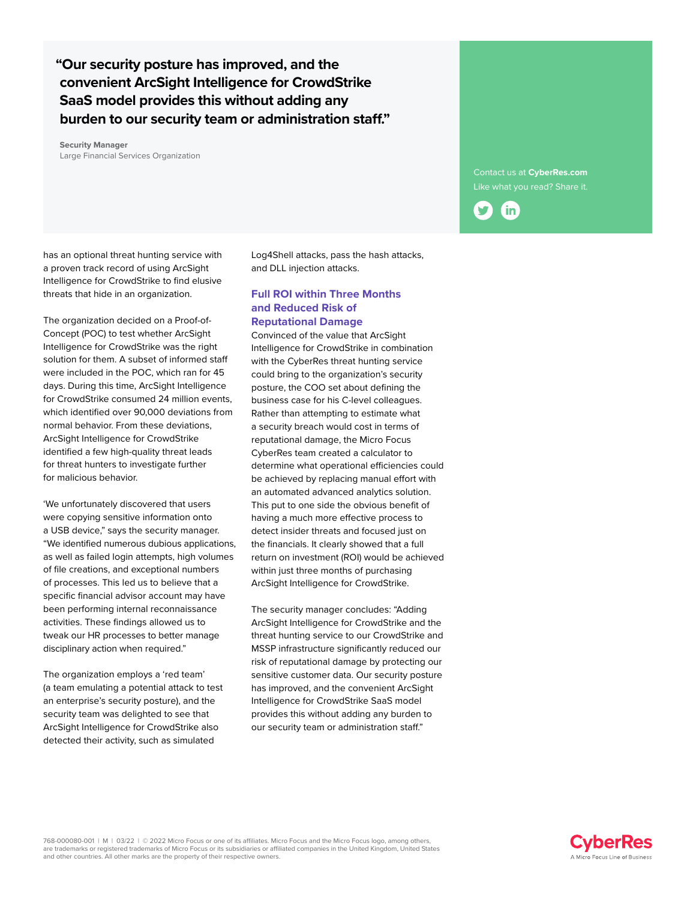> **"Our security posture has improved, and the convenient ArcSight Intelligence for CrowdStrike SaaS model provides this without adding any burden to our security team or administration staff."**
>
> **Security Manager**
> Large Financial Services Organization

Contact us at **CyberRes.com**
Like what you read? Share it.

has an optional threat hunting service with a proven track record of using ArcSight Intelligence for CrowdStrike to find elusive threats that hide in an organization.

The organization decided on a Proof-of-Concept (POC) to test whether ArcSight Intelligence for CrowdStrike was the right solution for them. A subset of informed staff were included in the POC, which ran for 45 days. During this time, ArcSight Intelligence for CrowdStrike consumed 24 million events, which identified over 90,000 deviations from normal behavior. From these deviations, ArcSight Intelligence for CrowdStrike identified a few high-quality threat leads for threat hunters to investigate further for malicious behavior.

'We unfortunately discovered that users were copying sensitive information onto a USB device," says the security manager. "We identified numerous dubious applications, as well as failed login attempts, high volumes of file creations, and exceptional numbers of processes. This led us to believe that a specific financial advisor account may have been performing internal reconnaissance activities. These findings allowed us to tweak our HR processes to better manage disciplinary action when required."

The organization employs a 'red team' (a team emulating a potential attack to test an enterprise's security posture), and the security team was delighted to see that ArcSight Intelligence for CrowdStrike also detected their activity, such as simulated Log4Shell attacks, pass the hash attacks, and DLL injection attacks.

## Full ROI within Three Months and Reduced Risk of Reputational Damage

Convinced of the value that ArcSight Intelligence for CrowdStrike in combination with the CyberRes threat hunting service could bring to the organization's security posture, the COO set about defining the business case for his C-level colleagues. Rather than attempting to estimate what a security breach would cost in terms of reputational damage, the Micro Focus CyberRes team created a calculator to determine what operational efficiencies could be achieved by replacing manual effort with an automated advanced analytics solution. This put to one side the obvious benefit of having a much more effective process to detect insider threats and focused just on the financials. It clearly showed that a full return on investment (ROI) would be achieved within just three months of purchasing ArcSight Intelligence for CrowdStrike.

The security manager concludes: "Adding ArcSight Intelligence for CrowdStrike and the threat hunting service to our CrowdStrike and MSSP infrastructure significantly reduced our risk of reputational damage by protecting our sensitive customer data. Our security posture has improved, and the convenient ArcSight Intelligence for CrowdStrike SaaS model provides this without adding any burden to our security team or administration staff."

768-000080-001 | M | 03/22 | © 2022 Micro Focus or one of its affiliates. Micro Focus and the Micro Focus logo, among others, are trademarks or registered trademarks of Micro Focus or its subsidiaries or affiliated companies in the United Kingdom, United States and other countries. All other marks are the property of their respective owners.

CyberRes
A Micro Focus Line of Business